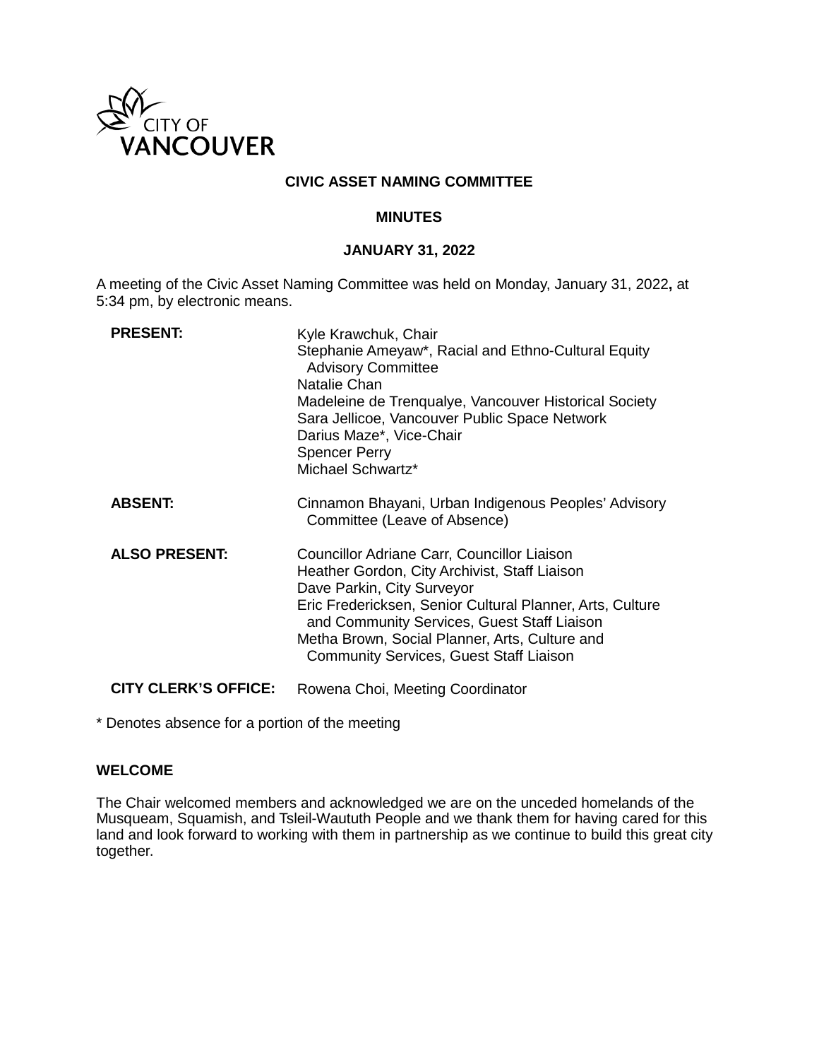CITY OF VANCOUVER

**CIVIC ASSET NAMING COMMITTEE**

**MINUTES**

**JANUARY 31, 2022**

A meeting of the Civic Asset Naming Committee was held on Monday, January 31, 2022**,** at 5:34 pm, by electronic means.

| | |
|---|---|
| **PRESENT:** | Kyle Krawchuk, Chair<br>Stephanie Ameyaw*, Racial and Ethno-Cultural Equity Advisory Committee<br>Natalie Chan<br>Madeleine de Trenqualye, Vancouver Historical Society<br>Sara Jellicoe, Vancouver Public Space Network<br>Darius Maze*, Vice-Chair<br>Spencer Perry<br>Michael Schwartz* |
| **ABSENT:** | Cinnamon Bhayani, Urban Indigenous Peoples' Advisory Committee (Leave of Absence) |
| **ALSO PRESENT:** | Councillor Adriane Carr, Councillor Liaison<br>Heather Gordon, City Archivist, Staff Liaison<br>Dave Parkin, City Surveyor<br>Eric Fredericksen, Senior Cultural Planner, Arts, Culture and Community Services, Guest Staff Liaison<br>Metha Brown, Social Planner, Arts, Culture and Community Services, Guest Staff Liaison |
| **CITY CLERK'S OFFICE:** | Rowena Choi, Meeting Coordinator |

* Denotes absence for a portion of the meeting

## WELCOME

The Chair welcomed members and acknowledged we are on the unceded homelands of the Musqueam, Squamish, and Tsleil-Waututh People and we thank them for having cared for this land and look forward to working with them in partnership as we continue to build this great city together.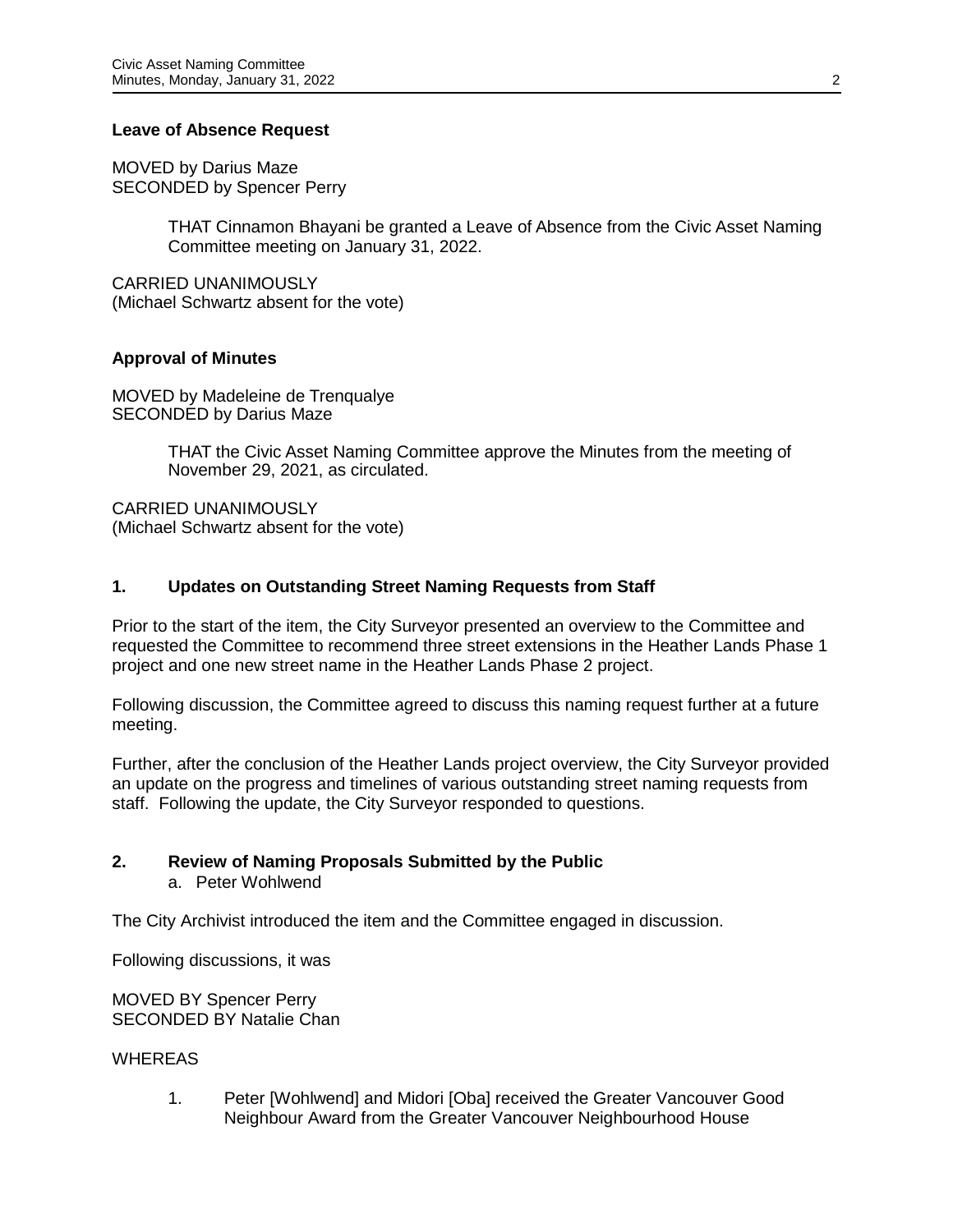**Leave of Absence Request**

MOVED by Darius Maze
SECONDED by Spencer Perry

> THAT Cinnamon Bhayani be granted a Leave of Absence from the Civic Asset Naming Committee meeting on January 31, 2022.

CARRIED UNANIMOUSLY
(Michael Schwartz absent for the vote)

**Approval of Minutes**

MOVED by Madeleine de Trenqualye
SECONDED by Darius Maze

> THAT the Civic Asset Naming Committee approve the Minutes from the meeting of November 29, 2021, as circulated.

CARRIED UNANIMOUSLY
(Michael Schwartz absent for the vote)

## 1. Updates on Outstanding Street Naming Requests from Staff

Prior to the start of the item, the City Surveyor presented an overview to the Committee and requested the Committee to recommend three street extensions in the Heather Lands Phase 1 project and one new street name in the Heather Lands Phase 2 project.

Following discussion, the Committee agreed to discuss this naming request further at a future meeting.

Further, after the conclusion of the Heather Lands project overview, the City Surveyor provided an update on the progress and timelines of various outstanding street naming requests from staff. Following the update, the City Surveyor responded to questions.

## 2. Review of Naming Proposals Submitted by the Public

a. Peter Wohlwend

The City Archivist introduced the item and the Committee engaged in discussion.

Following discussions, it was

MOVED BY Spencer Perry
SECONDED BY Natalie Chan

WHEREAS

1. Peter [Wohlwend] and Midori [Oba] received the Greater Vancouver Good Neighbour Award from the Greater Vancouver Neighbourhood House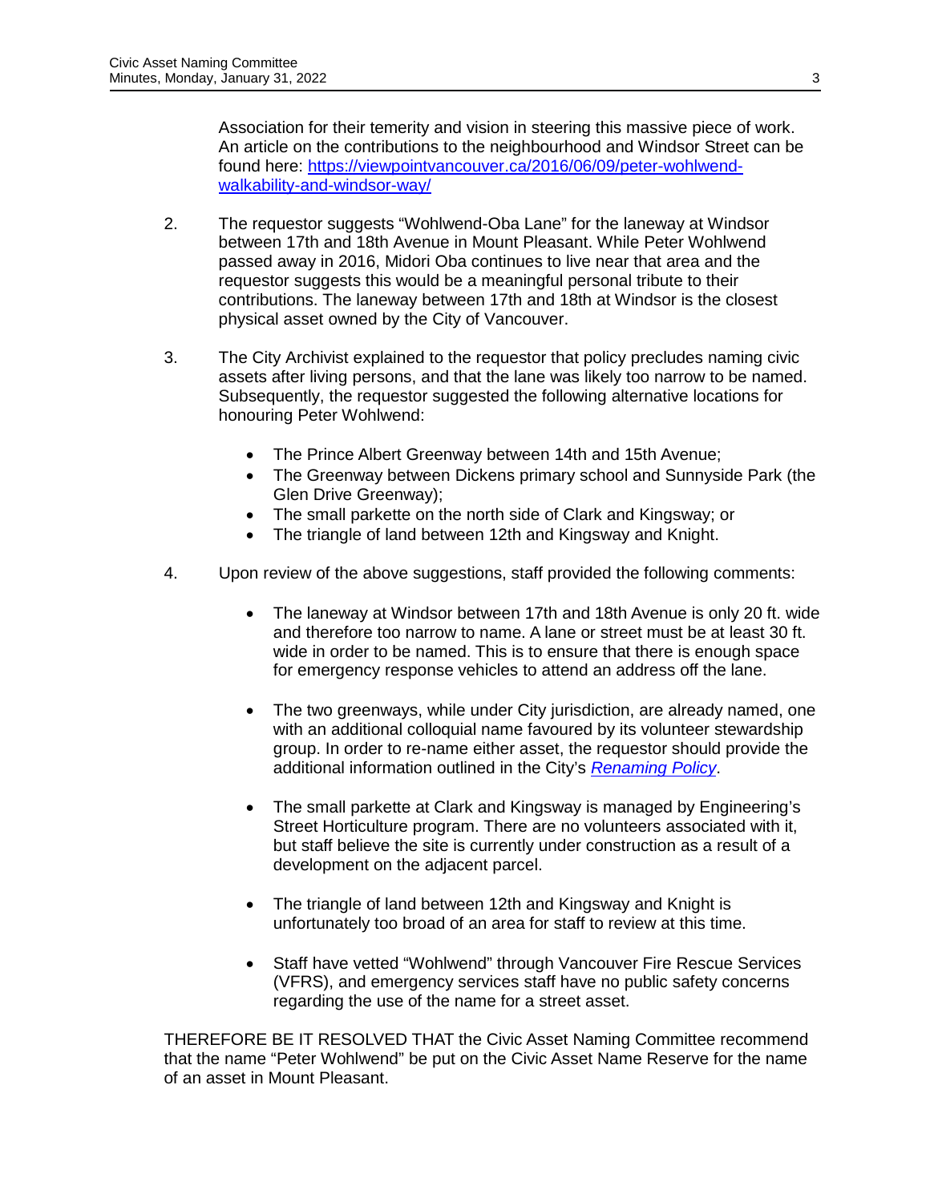Association for their temerity and vision in steering this massive piece of work. An article on the contributions to the neighbourhood and Windsor Street can be found here: [https://viewpointvancouver.ca/2016/06/09/peter-wohlwend-walkability-and-windsor-way/](https://viewpointvancouver.ca/2016/06/09/peter-wohlwend-walkability-and-windsor-way/)

2. The requestor suggests "Wohlwend-Oba Lane" for the laneway at Windsor between 17th and 18th Avenue in Mount Pleasant. While Peter Wohlwend passed away in 2016, Midori Oba continues to live near that area and the requestor suggests this would be a meaningful personal tribute to their contributions. The laneway between 17th and 18th at Windsor is the closest physical asset owned by the City of Vancouver.

3. The City Archivist explained to the requestor that policy precludes naming civic assets after living persons, and that the lane was likely too narrow to be named. Subsequently, the requestor suggested the following alternative locations for honouring Peter Wohlwend:

   - The Prince Albert Greenway between 14th and 15th Avenue;
   - The Greenway between Dickens primary school and Sunnyside Park (the Glen Drive Greenway);
   - The small parkette on the north side of Clark and Kingsway; or
   - The triangle of land between 12th and Kingsway and Knight.

4. Upon review of the above suggestions, staff provided the following comments:

   - The laneway at Windsor between 17th and 18th Avenue is only 20 ft. wide and therefore too narrow to name. A lane or street must be at least 30 ft. wide in order to be named. This is to ensure that there is enough space for emergency response vehicles to attend an address off the lane.

   - The two greenways, while under City jurisdiction, are already named, one with an additional colloquial name favoured by its volunteer stewardship group. In order to re-name either asset, the requestor should provide the additional information outlined in the City's *[Renaming Policy](#)*.

   - The small parkette at Clark and Kingsway is managed by Engineering's Street Horticulture program. There are no volunteers associated with it, but staff believe the site is currently under construction as a result of a development on the adjacent parcel.

   - The triangle of land between 12th and Kingsway and Knight is unfortunately too broad of an area for staff to review at this time.

   - Staff have vetted "Wohlwend" through Vancouver Fire Rescue Services (VFRS), and emergency services staff have no public safety concerns regarding the use of the name for a street asset.

THEREFORE BE IT RESOLVED THAT the Civic Asset Naming Committee recommend that the name "Peter Wohlwend" be put on the Civic Asset Name Reserve for the name of an asset in Mount Pleasant.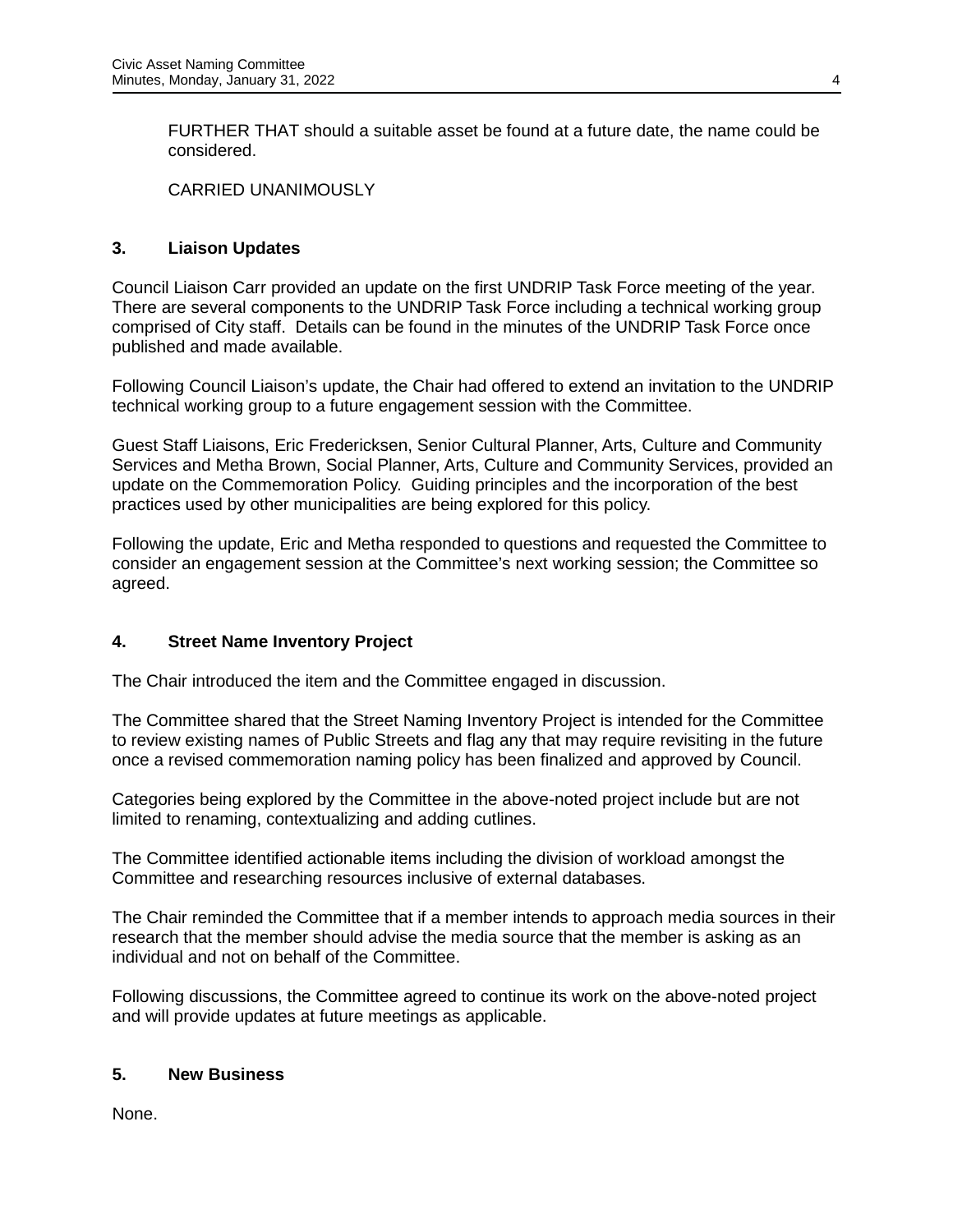FURTHER THAT should a suitable asset be found at a future date, the name could be considered.

CARRIED UNANIMOUSLY

## 3. Liaison Updates

Council Liaison Carr provided an update on the first UNDRIP Task Force meeting of the year. There are several components to the UNDRIP Task Force including a technical working group comprised of City staff. Details can be found in the minutes of the UNDRIP Task Force once published and made available.

Following Council Liaison's update, the Chair had offered to extend an invitation to the UNDRIP technical working group to a future engagement session with the Committee.

Guest Staff Liaisons, Eric Fredericksen, Senior Cultural Planner, Arts, Culture and Community Services and Metha Brown, Social Planner, Arts, Culture and Community Services, provided an update on the Commemoration Policy. Guiding principles and the incorporation of the best practices used by other municipalities are being explored for this policy.

Following the update, Eric and Metha responded to questions and requested the Committee to consider an engagement session at the Committee's next working session; the Committee so agreed.

## 4. Street Name Inventory Project

The Chair introduced the item and the Committee engaged in discussion.

The Committee shared that the Street Naming Inventory Project is intended for the Committee to review existing names of Public Streets and flag any that may require revisiting in the future once a revised commemoration naming policy has been finalized and approved by Council.

Categories being explored by the Committee in the above-noted project include but are not limited to renaming, contextualizing and adding cutlines.

The Committee identified actionable items including the division of workload amongst the Committee and researching resources inclusive of external databases.

The Chair reminded the Committee that if a member intends to approach media sources in their research that the member should advise the media source that the member is asking as an individual and not on behalf of the Committee.

Following discussions, the Committee agreed to continue its work on the above-noted project and will provide updates at future meetings as applicable.

## 5. New Business

None.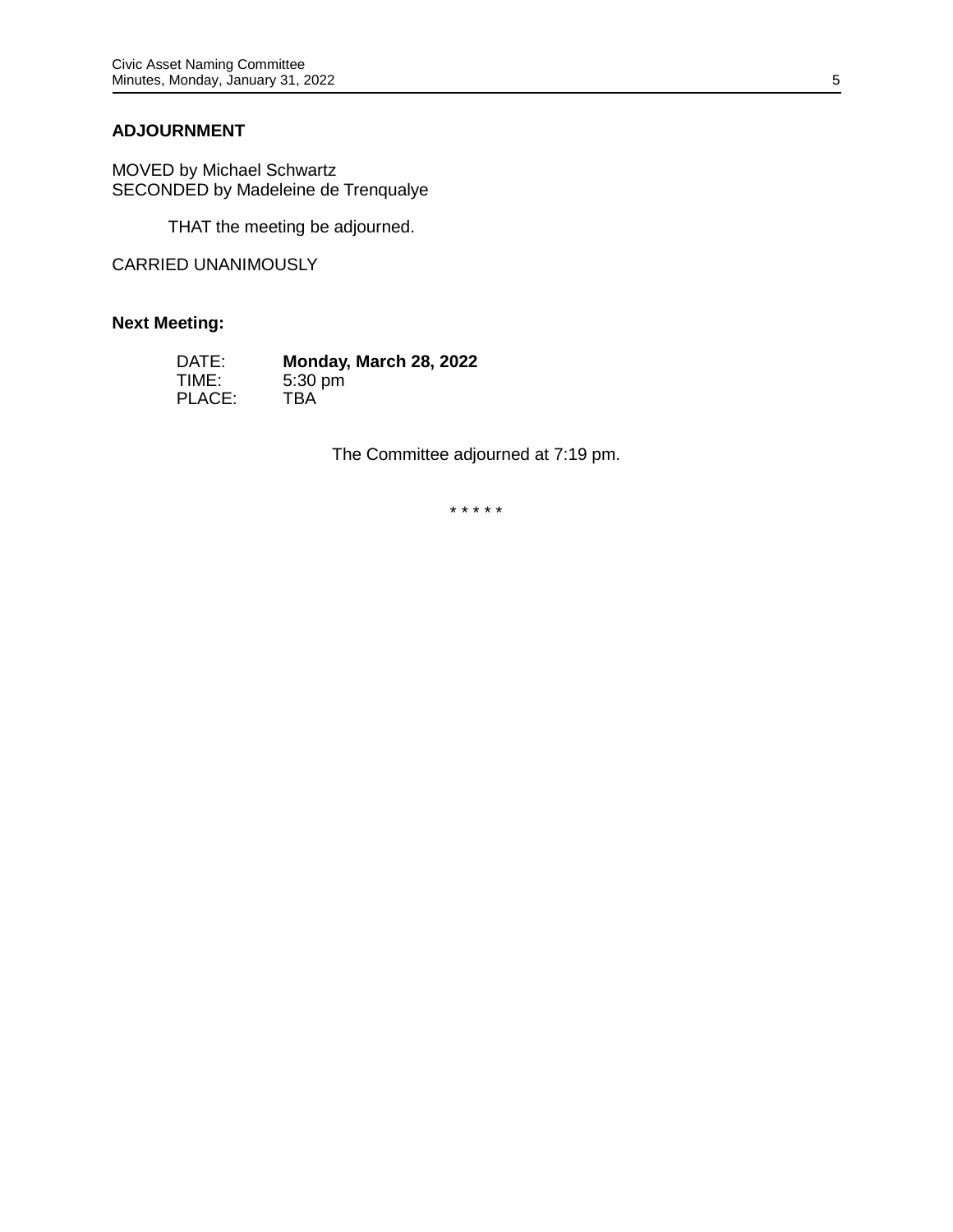## ADJOURNMENT

MOVED by Michael Schwartz
SECONDED by Madeleine de Trenqualye

THAT the meeting be adjourned.

CARRIED UNANIMOUSLY

**Next Meeting:**

| | |
|---|---|
| DATE: | **Monday, March 28, 2022** |
| TIME: | 5:30 pm |
| PLACE: | TBA |

The Committee adjourned at 7:19 pm.

* * * * *